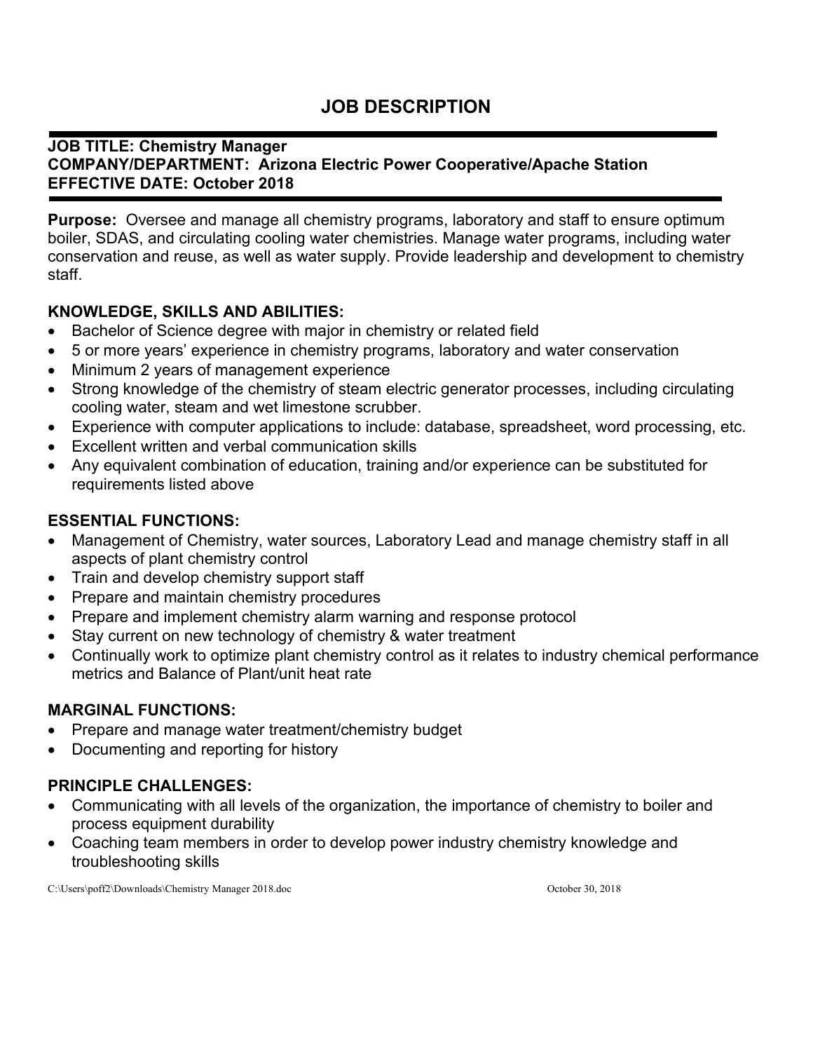# JOB DESCRIPTION

**JOB TITLE: Chemistry Manager**
**COMPANY/DEPARTMENT: Arizona Electric Power Cooperative/Apache Station**
**EFFECTIVE DATE: October 2018**

**Purpose:** Oversee and manage all chemistry programs, laboratory and staff to ensure optimum boiler, SDAS, and circulating cooling water chemistries. Manage water programs, including water conservation and reuse, as well as water supply. Provide leadership and development to chemistry staff.

## KNOWLEDGE, SKILLS AND ABILITIES:

- Bachelor of Science degree with major in chemistry or related field
- 5 or more years' experience in chemistry programs, laboratory and water conservation
- Minimum 2 years of management experience
- Strong knowledge of the chemistry of steam electric generator processes, including circulating cooling water, steam and wet limestone scrubber.
- Experience with computer applications to include: database, spreadsheet, word processing, etc.
- Excellent written and verbal communication skills
- Any equivalent combination of education, training and/or experience can be substituted for requirements listed above

## ESSENTIAL FUNCTIONS:

- Management of Chemistry, water sources, Laboratory Lead and manage chemistry staff in all aspects of plant chemistry control
- Train and develop chemistry support staff
- Prepare and maintain chemistry procedures
- Prepare and implement chemistry alarm warning and response protocol
- Stay current on new technology of chemistry & water treatment
- Continually work to optimize plant chemistry control as it relates to industry chemical performance metrics and Balance of Plant/unit heat rate

## MARGINAL FUNCTIONS:

- Prepare and manage water treatment/chemistry budget
- Documenting and reporting for history

## PRINCIPLE CHALLENGES:

- Communicating with all levels of the organization, the importance of chemistry to boiler and process equipment durability
- Coaching team members in order to develop power industry chemistry knowledge and troubleshooting skills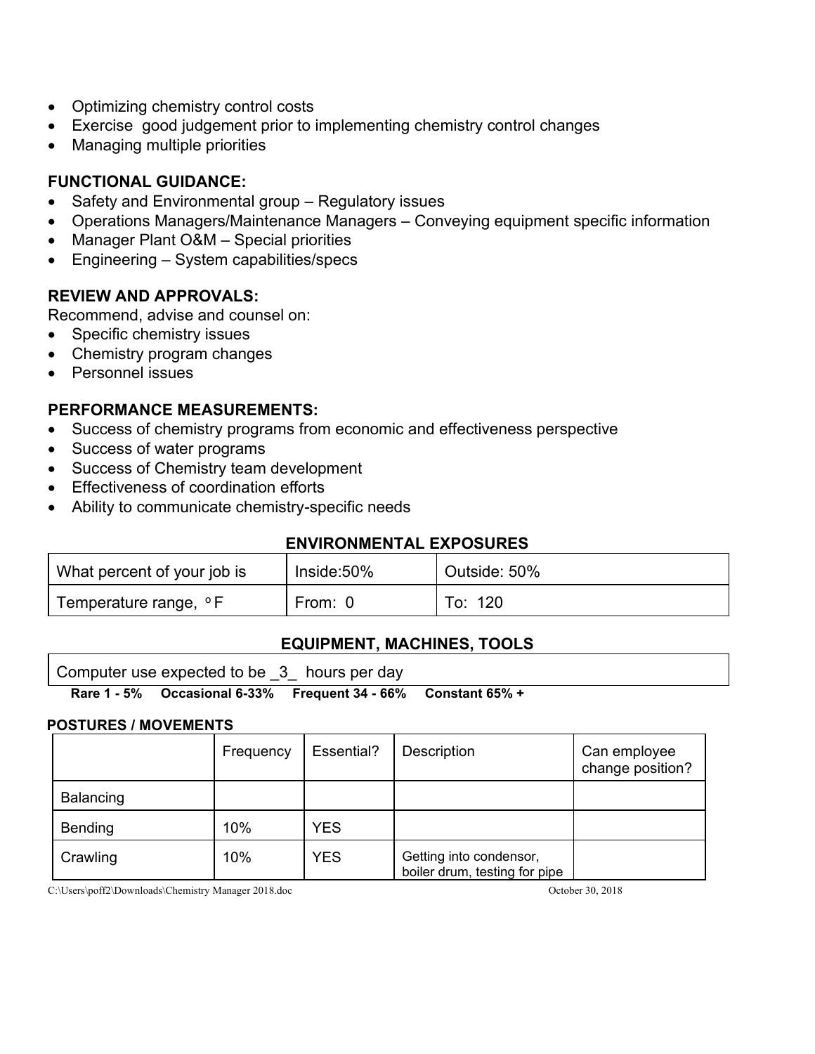- Optimizing chemistry control costs
- Exercise  good judgement prior to implementing chemistry control changes
- Managing multiple priorities

**FUNCTIONAL GUIDANCE:**

- Safety and Environmental group – Regulatory issues
- Operations Managers/Maintenance Managers – Conveying equipment specific information
- Manager Plant O&M – Special priorities
- Engineering – System capabilities/specs

**REVIEW AND APPROVALS:**

Recommend, advise and counsel on:

- Specific chemistry issues
- Chemistry program changes
- Personnel issues

**PERFORMANCE MEASUREMENTS:**

- Success of chemistry programs from economic and effectiveness perspective
- Success of water programs
- Success of Chemistry team development
- Effectiveness of coordination efforts
- Ability to communicate chemistry-specific needs

**ENVIRONMENTAL EXPOSURES**

| What percent of your job is | Inside:50% | Outside: 50% |
|---|---|---|
| Temperature range, °F | From: 0 | To: 120 |

**EQUIPMENT, MACHINES, TOOLS**

| Computer use expected to be _3_ hours per day |
|---|

**Rare 1 - 5%  Occasional 6-33%  Frequent 34 - 66%  Constant 65% +**

**POSTURES / MOVEMENTS**

| | Frequency | Essential? | Description | Can employee change position? |
|---|---|---|---|---|
| Balancing | | | | |
| Bending | 10% | YES | | |
| Crawling | 10% | YES | Getting into condensor, boiler drum, testing for pipe | |

C:\Users\poff2\Downloads\Chemistry Manager 2018.doc October 30, 2018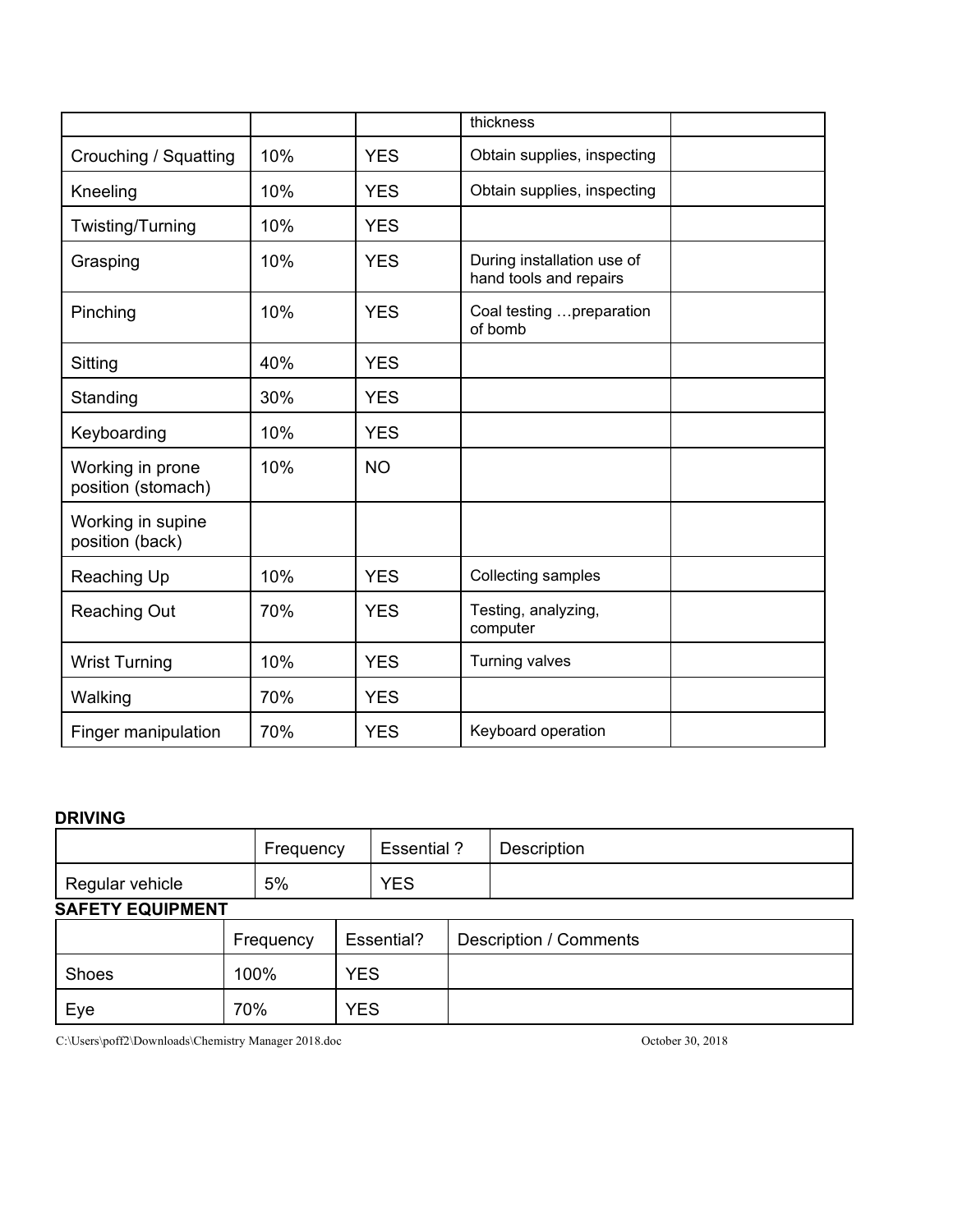| | | | thickness | |
|---|---|---|---|---|
| Crouching / Squatting | 10% | YES | Obtain supplies, inspecting | |
| Kneeling | 10% | YES | Obtain supplies, inspecting | |
| Twisting/Turning | 10% | YES | | |
| Grasping | 10% | YES | During installation use of hand tools and repairs | |
| Pinching | 10% | YES | Coal testing …preparation of bomb | |
| Sitting | 40% | YES | | |
| Standing | 30% | YES | | |
| Keyboarding | 10% | YES | | |
| Working in prone position (stomach) | 10% | NO | | |
| Working in supine position (back) | | | | |
| Reaching Up | 10% | YES | Collecting samples | |
| Reaching Out | 70% | YES | Testing, analyzing, computer | |
| Wrist Turning | 10% | YES | Turning valves | |
| Walking | 70% | YES | | |
| Finger manipulation | 70% | YES | Keyboard operation | |

**DRIVING**

| | Frequency | Essential ? | Description |
|---|---|---|---|
| Regular vehicle | 5% | YES | |

**SAFETY EQUIPMENT**

| | Frequency | Essential? | Description / Comments |
|---|---|---|---|
| Shoes | 100% | YES | |
| Eye | 70% | YES | |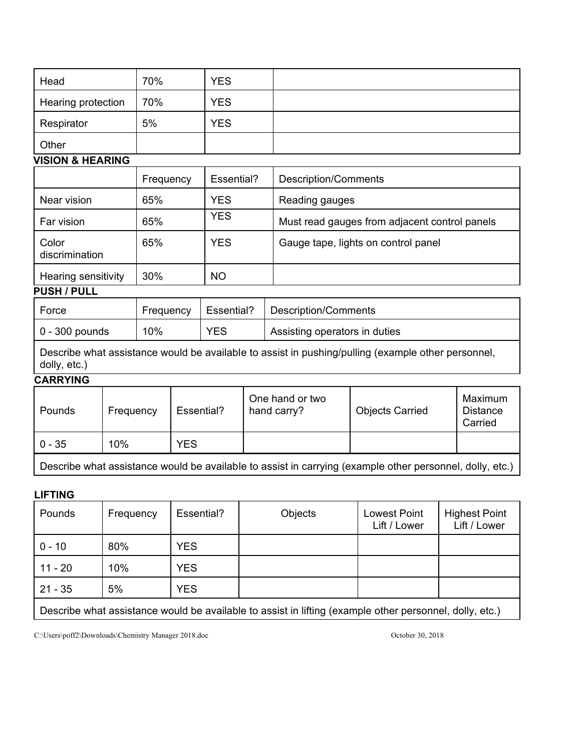| Head | 70% | YES | |
|---|---|---|---|
| Hearing protection | 70% | YES | |
| Respirator | 5% | YES | |
| Other | | | |

**VISION & HEARING**

| | Frequency | Essential? | Description/Comments |
|---|---|---|---|
| Near vision | 65% | YES | Reading gauges |
| Far vision | 65% | YES | Must read gauges from adjacent control panels |
| Color discrimination | 65% | YES | Gauge tape, lights on control panel |
| Hearing sensitivity | 30% | NO | |

**PUSH / PULL**

| Force | Frequency | Essential? | Description/Comments |
|---|---|---|---|
| 0 - 300 pounds | 10% | YES | Assisting operators in duties |
| Describe what assistance would be available to assist in pushing/pulling (example other personnel, dolly, etc.) | | | |

**CARRYING**

| Pounds | Frequency | Essential? | One hand or two hand carry? | Objects Carried | Maximum Distance Carried |
|---|---|---|---|---|---|
| 0 - 35 | 10% | YES | | | |
| Describe what assistance would be available to assist in carrying (example other personnel, dolly, etc.) | | | | | |

**LIFTING**

| Pounds | Frequency | Essential? | Objects | Lowest Point Lift / Lower | Highest Point Lift / Lower |
|---|---|---|---|---|---|
| 0 - 10 | 80% | YES | | | |
| 11 - 20 | 10% | YES | | | |
| 21 - 35 | 5% | YES | | | |
| Describe what assistance would be available to assist in lifting (example other personnel, dolly, etc.) | | | | | |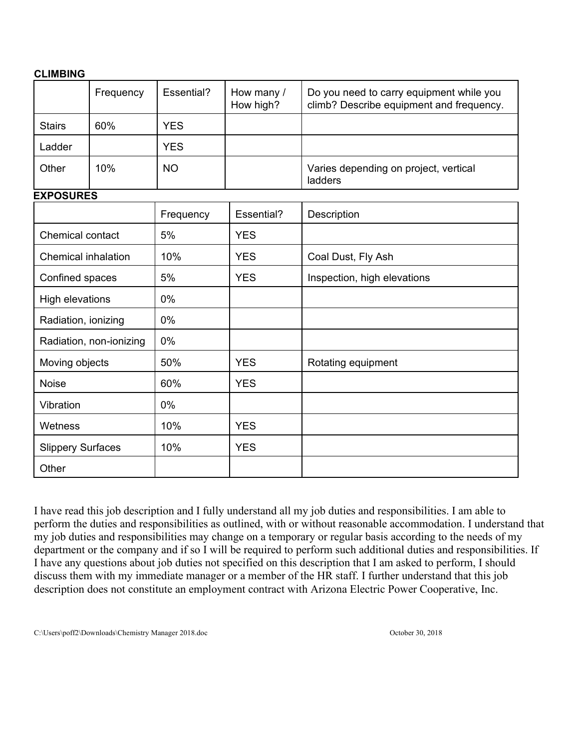**CLIMBING**

| | Frequency | Essential? | How many / How high? | Do you need to carry equipment while you climb? Describe equipment and frequency. |
|---|---|---|---|---|
| Stairs | 60% | YES | | |
| Ladder | | YES | | |
| Other | 10% | NO | | Varies depending on project, vertical ladders |

**EXPOSURES**

| | Frequency | Essential? | Description |
|---|---|---|---|
| Chemical contact | 5% | YES | |
| Chemical inhalation | 10% | YES | Coal Dust, Fly Ash |
| Confined spaces | 5% | YES | Inspection, high elevations |
| High elevations | 0% | | |
| Radiation, ionizing | 0% | | |
| Radiation, non-ionizing | 0% | | |
| Moving objects | 50% | YES | Rotating equipment |
| Noise | 60% | YES | |
| Vibration | 0% | | |
| Wetness | 10% | YES | |
| Slippery Surfaces | 10% | YES | |
| Other | | | |

I have read this job description and I fully understand all my job duties and responsibilities. I am able to perform the duties and responsibilities as outlined, with or without reasonable accommodation. I understand that my job duties and responsibilities may change on a temporary or regular basis according to the needs of my department or the company and if so I will be required to perform such additional duties and responsibilities. If I have any questions about job duties not specified on this description that I am asked to perform, I should discuss them with my immediate manager or a member of the HR staff. I further understand that this job description does not constitute an employment contract with Arizona Electric Power Cooperative, Inc.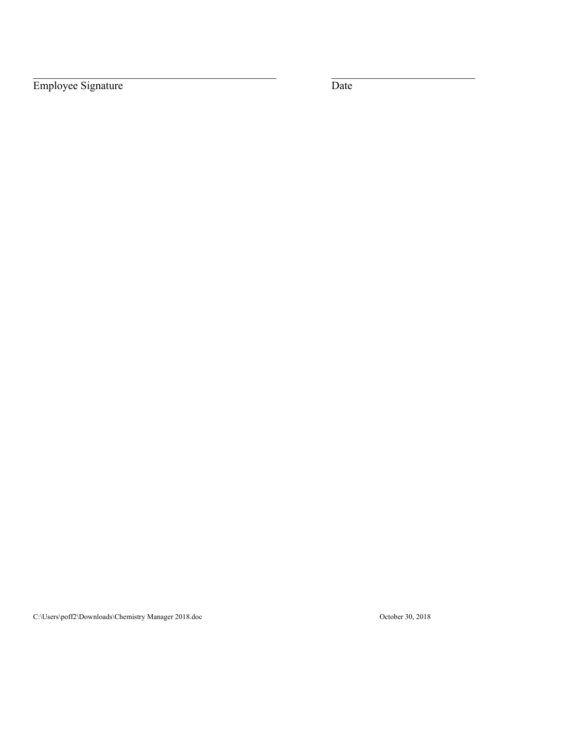_______________________________________________ &nbsp;&nbsp;&nbsp;&nbsp;&nbsp;&nbsp;&nbsp;&nbsp; ____________________________

Employee Signature &nbsp;&nbsp;&nbsp;&nbsp;&nbsp;&nbsp;&nbsp;&nbsp;&nbsp;&nbsp;&nbsp;&nbsp;&nbsp;&nbsp;&nbsp;&nbsp;&nbsp;&nbsp;&nbsp;&nbsp;&nbsp;&nbsp;&nbsp;&nbsp;&nbsp;&nbsp;&nbsp;&nbsp;&nbsp;&nbsp;&nbsp;&nbsp;&nbsp;&nbsp;&nbsp;&nbsp; Date